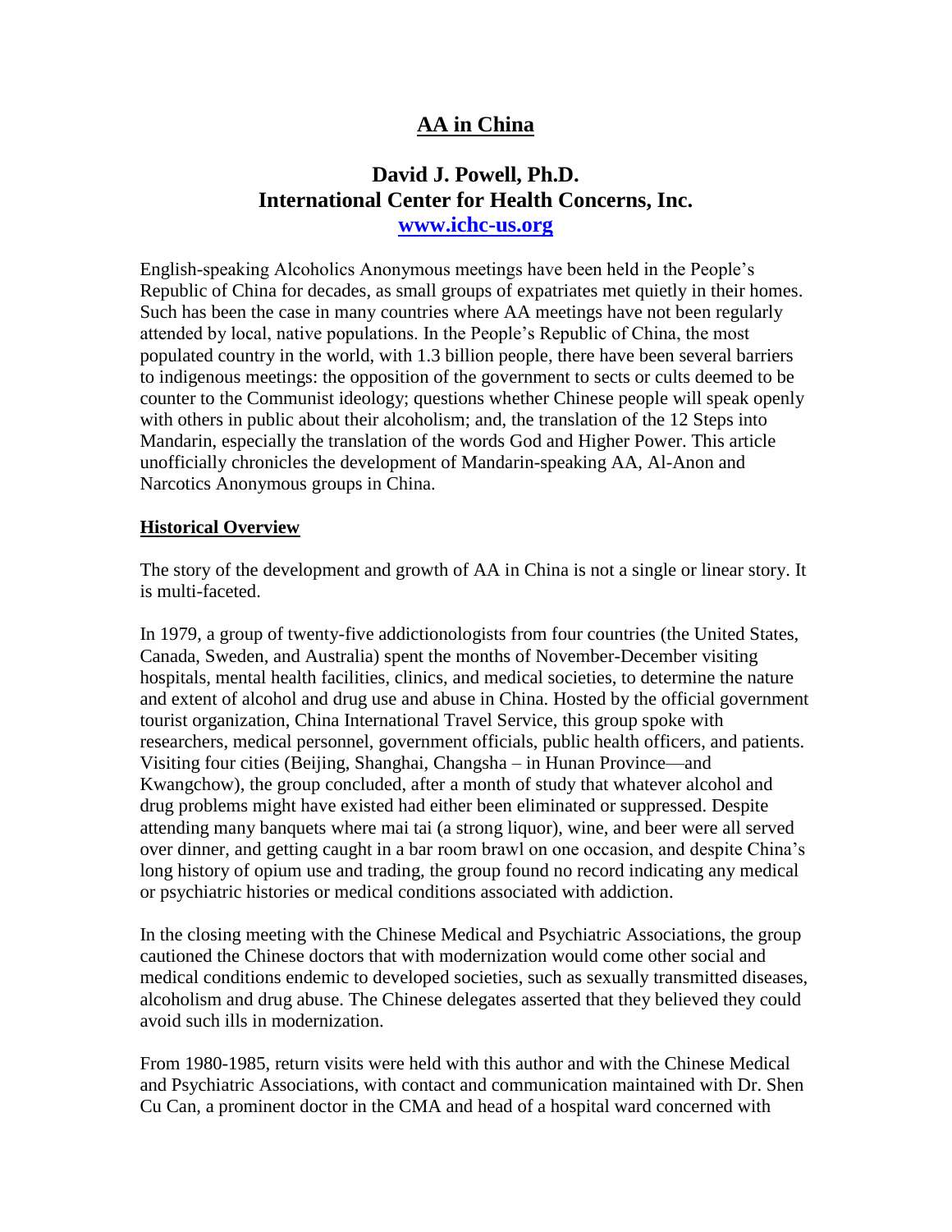# AA in China

## David J. Powell, Ph.D.
## International Center for Health Concerns, Inc.
## [www.ichc-us.org](http://www.ichc-us.org)

English-speaking Alcoholics Anonymous meetings have been held in the People's Republic of China for decades, as small groups of expatriates met quietly in their homes. Such has been the case in many countries where AA meetings have not been regularly attended by local, native populations. In the People's Republic of China, the most populated country in the world, with 1.3 billion people, there have been several barriers to indigenous meetings: the opposition of the government to sects or cults deemed to be counter to the Communist ideology; questions whether Chinese people will speak openly with others in public about their alcoholism; and, the translation of the 12 Steps into Mandarin, especially the translation of the words God and Higher Power. This article unofficially chronicles the development of Mandarin-speaking AA, Al-Anon and Narcotics Anonymous groups in China.

### Historical Overview

The story of the development and growth of AA in China is not a single or linear story. It is multi-faceted.

In 1979, a group of twenty-five addictionologists from four countries (the United States, Canada, Sweden, and Australia) spent the months of November-December visiting hospitals, mental health facilities, clinics, and medical societies, to determine the nature and extent of alcohol and drug use and abuse in China. Hosted by the official government tourist organization, China International Travel Service, this group spoke with researchers, medical personnel, government officials, public health officers, and patients. Visiting four cities (Beijing, Shanghai, Changsha – in Hunan Province—and Kwangchow), the group concluded, after a month of study that whatever alcohol and drug problems might have existed had either been eliminated or suppressed. Despite attending many banquets where mai tai (a strong liquor), wine, and beer were all served over dinner, and getting caught in a bar room brawl on one occasion, and despite China's long history of opium use and trading, the group found no record indicating any medical or psychiatric histories or medical conditions associated with addiction.

In the closing meeting with the Chinese Medical and Psychiatric Associations, the group cautioned the Chinese doctors that with modernization would come other social and medical conditions endemic to developed societies, such as sexually transmitted diseases, alcoholism and drug abuse. The Chinese delegates asserted that they believed they could avoid such ills in modernization.

From 1980-1985, return visits were held with this author and with the Chinese Medical and Psychiatric Associations, with contact and communication maintained with Dr. Shen Cu Can, a prominent doctor in the CMA and head of a hospital ward concerned with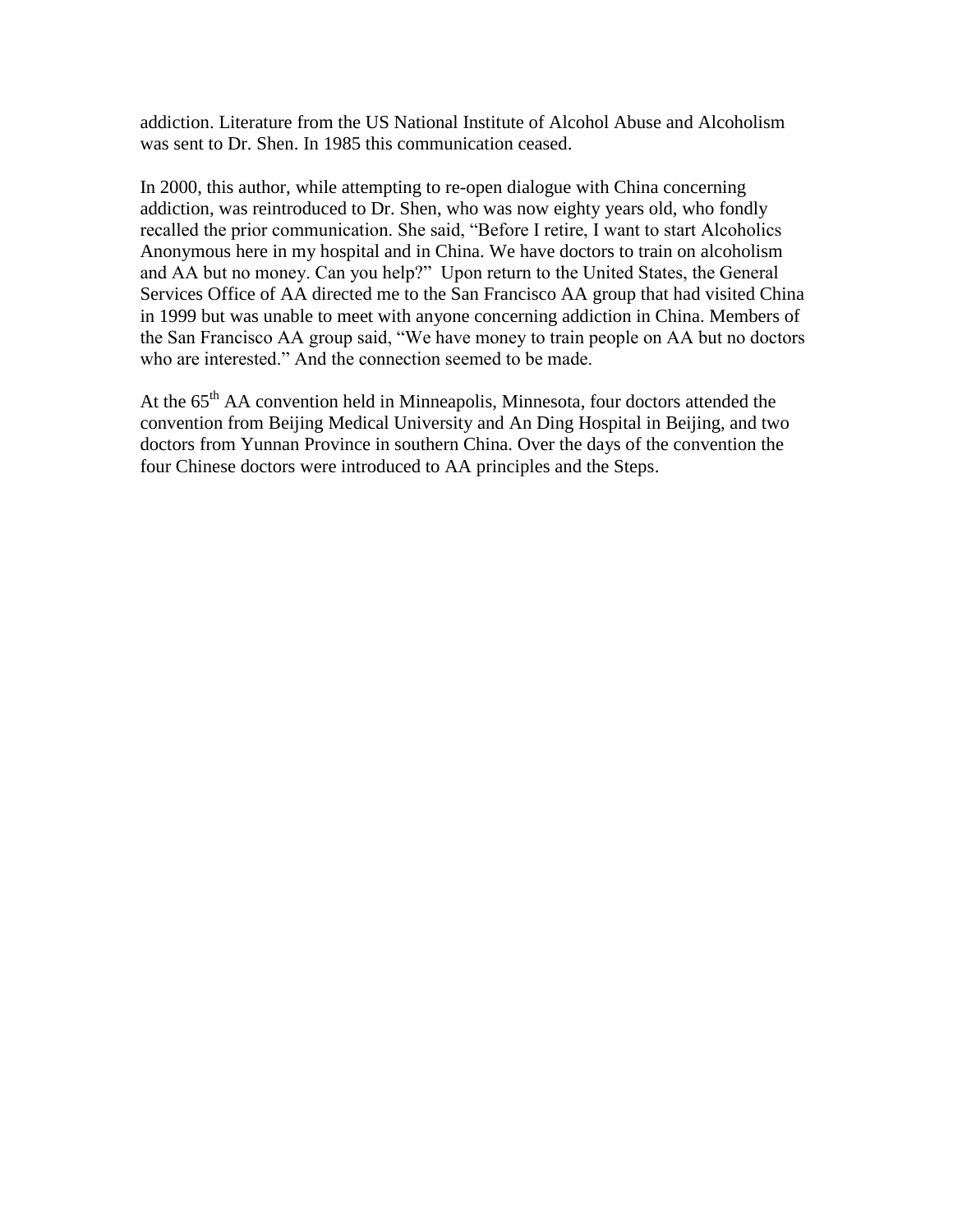addiction. Literature from the US National Institute of Alcohol Abuse and Alcoholism was sent to Dr. Shen. In 1985 this communication ceased.

In 2000, this author, while attempting to re-open dialogue with China concerning addiction, was reintroduced to Dr. Shen, who was now eighty years old, who fondly recalled the prior communication. She said, "Before I retire, I want to start Alcoholics Anonymous here in my hospital and in China. We have doctors to train on alcoholism and AA but no money. Can you help?" Upon return to the United States, the General Services Office of AA directed me to the San Francisco AA group that had visited China in 1999 but was unable to meet with anyone concerning addiction in China. Members of the San Francisco AA group said, "We have money to train people on AA but no doctors who are interested." And the connection seemed to be made.

At the 65th AA convention held in Minneapolis, Minnesota, four doctors attended the convention from Beijing Medical University and An Ding Hospital in Beijing, and two doctors from Yunnan Province in southern China. Over the days of the convention the four Chinese doctors were introduced to AA principles and the Steps.